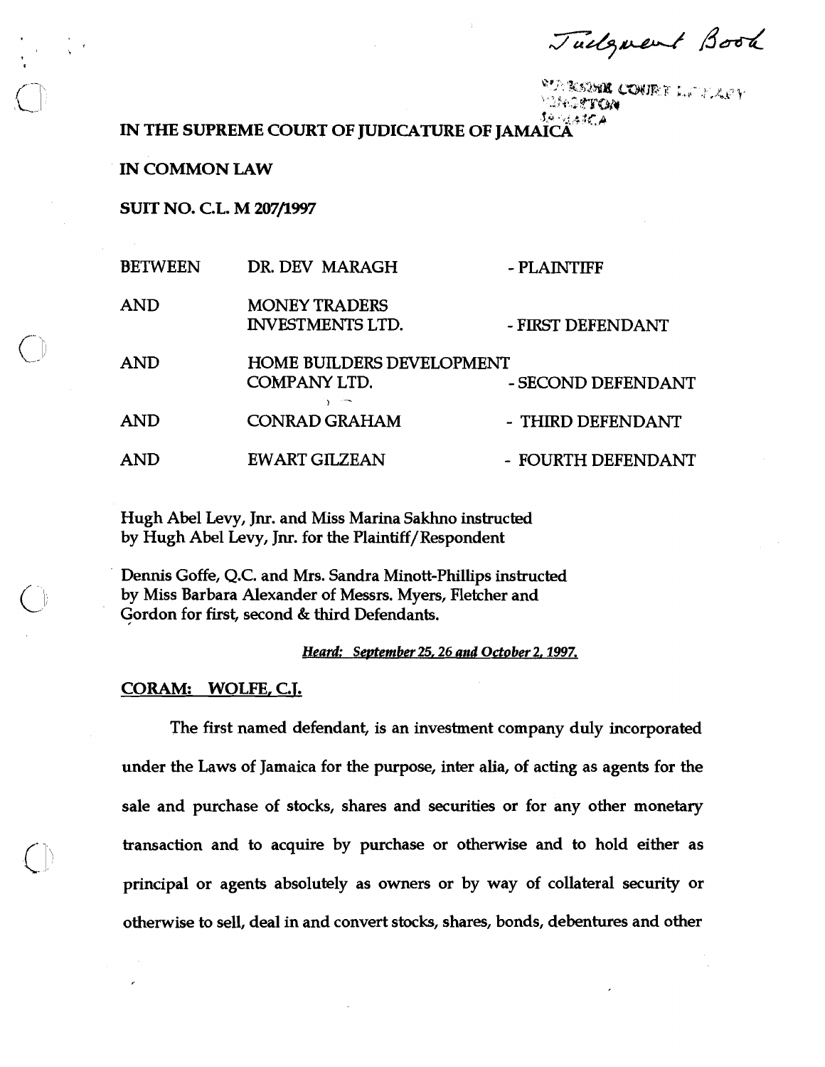Judgment Book

SUPREME COURT LIBRARY
KINGSTON
JAMAICA

**IN THE SUPREME COURT OF JUDICATURE OF JAMAICA**

**IN COMMON LAW**

**SUIT NO. C.L. M 207/1997**

| | | |
|---|---|---|
| BETWEEN | DR. DEV MARAGH | - PLAINTIFF |
| AND | MONEY TRADERS INVESTMENTS LTD. | - FIRST DEFENDANT |
| AND | HOME BUILDERS DEVELOPMENT COMPANY LTD. | - SECOND DEFENDANT |
| AND | CONRAD GRAHAM | - THIRD DEFENDANT |
| AND | EWART GILZEAN | - FOURTH DEFENDANT |

Hugh Abel Levy, Jnr. and Miss Marina Sakhno instructed by Hugh Abel Levy, Jnr. for the Plaintiff/Respondent

Dennis Goffe, Q.C. and Mrs. Sandra Minott-Phillips instructed by Miss Barbara Alexander of Messrs. Myers, Fletcher and Gordon for first, second & third Defendants.

***Heard: September 25, 26 and October 2, 1997.***

**CORAM: WOLFE, C.J.**

The first named defendant, is an investment company duly incorporated under the Laws of Jamaica for the purpose, inter alia, of acting as agents for the sale and purchase of stocks, shares and securities or for any other monetary transaction and to acquire by purchase or otherwise and to hold either as principal or agents absolutely as owners or by way of collateral security or otherwise to sell, deal in and convert stocks, shares, bonds, debentures and other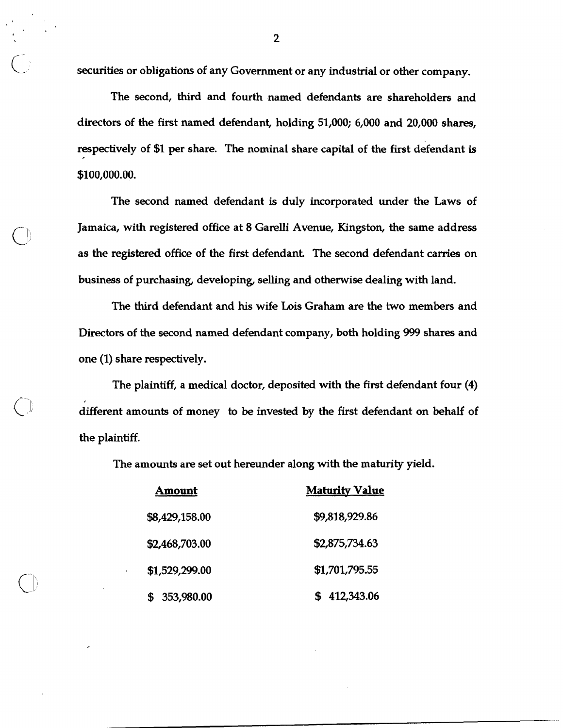securities or obligations of any Government or any industrial or other company.

The second, third and fourth named defendants are shareholders and directors of the first named defendant, holding 51,000; 6,000 and 20,000 shares, respectively of $1 per share. The nominal share capital of the first defendant is $100,000.00.

The second named defendant is duly incorporated under the Laws of Jamaica, with registered office at 8 Garelli Avenue, Kingston, the same address as the registered office of the first defendant. The second defendant carries on business of purchasing, developing, selling and otherwise dealing with land.

The third defendant and his wife Lois Graham are the two members and Directors of the second named defendant company, both holding 999 shares and one (1) share respectively.

The plaintiff, a medical doctor, deposited with the first defendant four (4) different amounts of money to be invested by the first defendant on behalf of the plaintiff.

The amounts are set out hereunder along with the maturity yield.

| Amount | Maturity Value |
|---|---|
| $8,429,158.00 | $9,818,929.86 |
| $2,468,703.00 | $2,875,734.63 |
| $1,529,299.00 | $1,701,795.55 |
| $ 353,980.00 | $ 412,343.06 |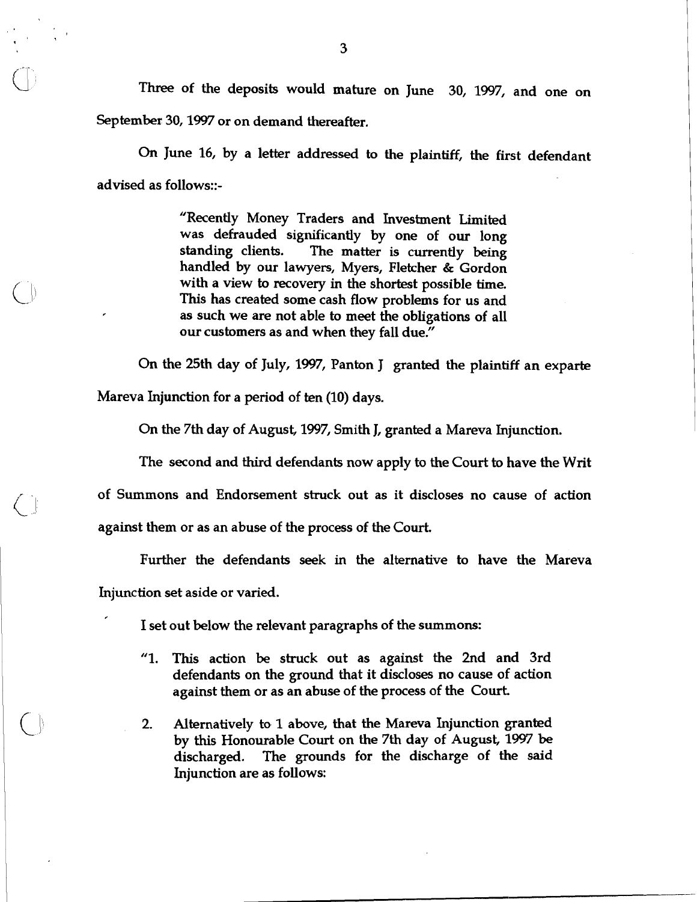Three of the deposits would mature on June 30, 1997, and one on September 30, 1997 or on demand thereafter.

On June 16, by a letter addressed to the plaintiff, the first defendant advised as follows::-

> "Recently Money Traders and Investment Limited was defrauded significantly by one of our long standing clients. The matter is currently being handled by our lawyers, Myers, Fletcher & Gordon with a view to recovery in the shortest possible time. This has created some cash flow problems for us and as such we are not able to meet the obligations of all our customers as and when they fall due."

On the 25th day of July, 1997, Panton J granted the plaintiff an exparte Mareva Injunction for a period of ten (10) days.

On the 7th day of August, 1997, Smith J, granted a Mareva Injunction.

The second and third defendants now apply to the Court to have the Writ of Summons and Endorsement struck out as it discloses no cause of action against them or as an abuse of the process of the Court.

Further the defendants seek in the alternative to have the Mareva Injunction set aside or varied.

I set out below the relevant paragraphs of the summons:

> "1. This action be struck out as against the 2nd and 3rd defendants on the ground that it discloses no cause of action against them or as an abuse of the process of the Court.
>
> 2. Alternatively to 1 above, that the Mareva Injunction granted by this Honourable Court on the 7th day of August, 1997 be discharged. The grounds for the discharge of the said Injunction are as follows: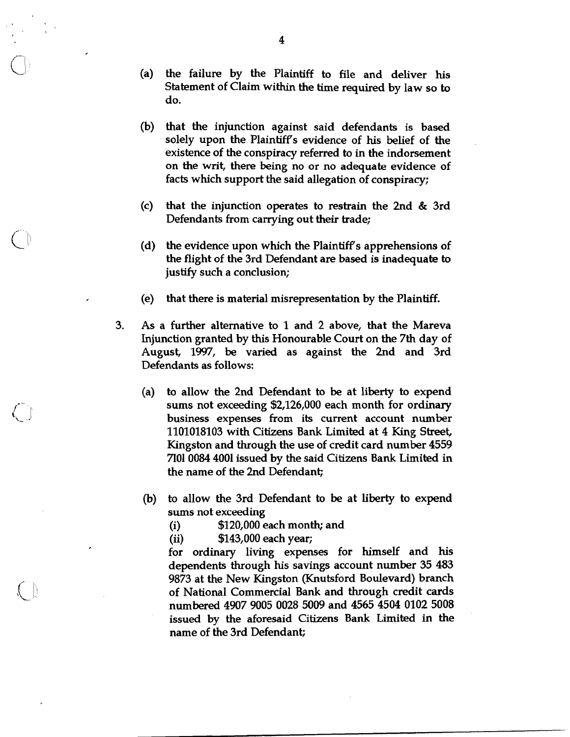(a) the failure by the Plaintiff to file and deliver his Statement of Claim within the time required by law so to do.

(b) that the injunction against said defendants is based solely upon the Plaintiff's evidence of his belief of the existence of the conspiracy referred to in the indorsement on the writ, there being no or no adequate evidence of facts which support the said allegation of conspiracy;

(c) that the injunction operates to restrain the 2nd & 3rd Defendants from carrying out their trade;

(d) the evidence upon which the Plaintiff's apprehensions of the flight of the 3rd Defendant are based is inadequate to justify such a conclusion;

(e) that there is material misrepresentation by the Plaintiff.

3. As a further alternative to 1 and 2 above, that the Mareva Injunction granted by this Honourable Court on the 7th day of August, 1997, be varied as against the 2nd and 3rd Defendants as follows:

(a) to allow the 2nd Defendant to be at liberty to expend sums not exceeding $2,126,000 each month for ordinary business expenses from its current account number 1101018103 with Citizens Bank Limited at 4 King Street, Kingston and through the use of credit card number 4559 7101 0084 4001 issued by the said Citizens Bank Limited in the name of the 2nd Defendant;

(b) to allow the 3rd Defendant to be at liberty to expend sums not exceeding

(i) $120,000 each month; and

(ii) $143,000 each year;

for ordinary living expenses for himself and his dependents through his savings account number 35 483 9873 at the New Kingston (Knutsford Boulevard) branch of National Commercial Bank and through credit cards numbered 4907 9005 0028 5009 and 4565 4504 0102 5008 issued by the aforesaid Citizens Bank Limited in the name of the 3rd Defendant;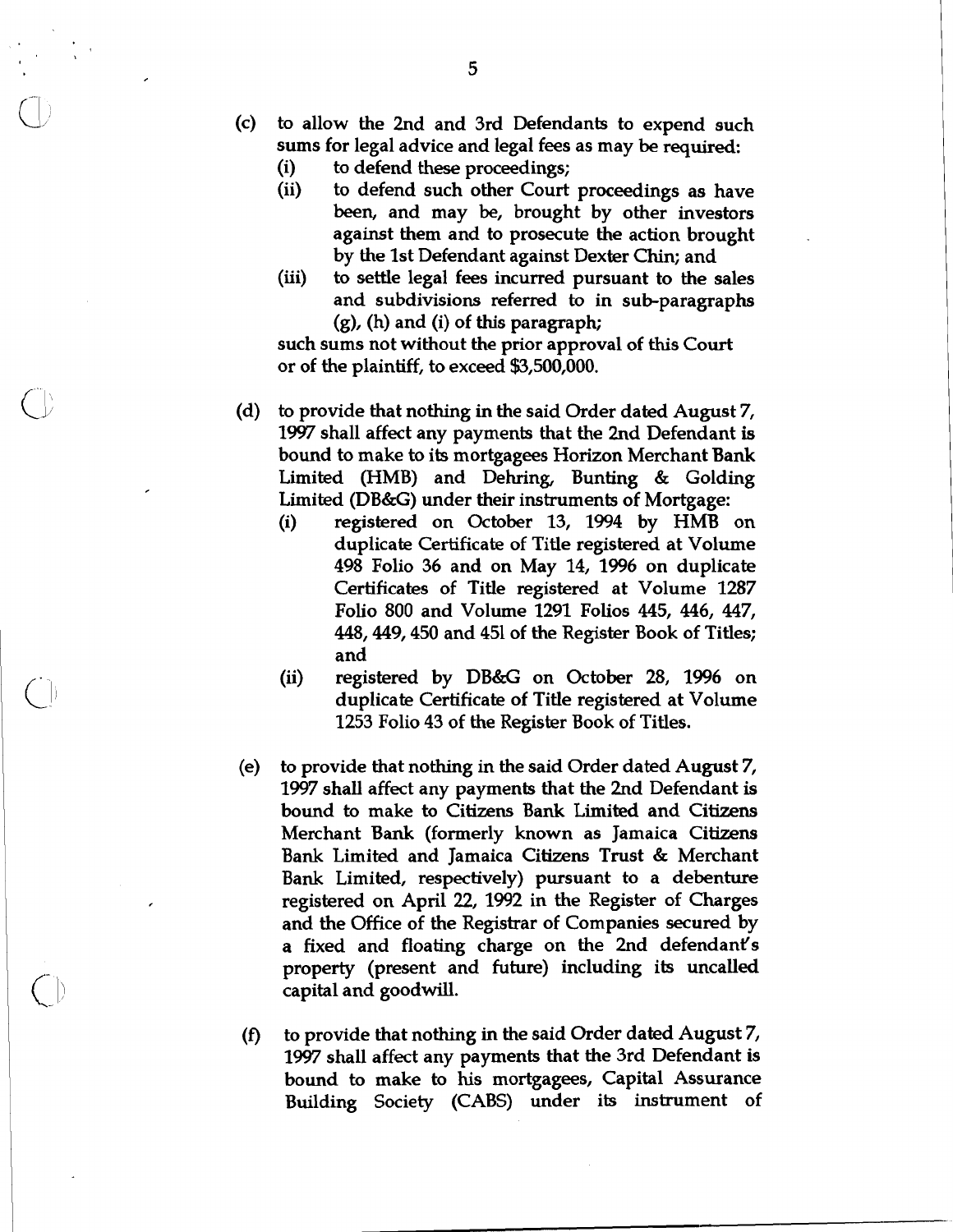(c) to allow the 2nd and 3rd Defendants to expend such sums for legal advice and legal fees as may be required:

    (i) to defend these proceedings;

    (ii) to defend such other Court proceedings as have been, and may be, brought by other investors against them and to prosecute the action brought by the 1st Defendant against Dexter Chin; and

    (iii) to settle legal fees incurred pursuant to the sales and subdivisions referred to in sub-paragraphs (g), (h) and (i) of this paragraph;

    such sums not without the prior approval of this Court or of the plaintiff, to exceed $3,500,000.

(d) to provide that nothing in the said Order dated August 7, 1997 shall affect any payments that the 2nd Defendant is bound to make to its mortgagees Horizon Merchant Bank Limited (HMB) and Dehring, Bunting & Golding Limited (DB&G) under their instruments of Mortgage:

    (i) registered on October 13, 1994 by HMB on duplicate Certificate of Title registered at Volume 498 Folio 36 and on May 14, 1996 on duplicate Certificates of Title registered at Volume 1287 Folio 800 and Volume 1291 Folios 445, 446, 447, 448, 449, 450 and 451 of the Register Book of Titles; and

    (ii) registered by DB&G on October 28, 1996 on duplicate Certificate of Title registered at Volume 1253 Folio 43 of the Register Book of Titles.

(e) to provide that nothing in the said Order dated August 7, 1997 shall affect any payments that the 2nd Defendant is bound to make to Citizens Bank Limited and Citizens Merchant Bank (formerly known as Jamaica Citizens Bank Limited and Jamaica Citizens Trust & Merchant Bank Limited, respectively) pursuant to a debenture registered on April 22, 1992 in the Register of Charges and the Office of the Registrar of Companies secured by a fixed and floating charge on the 2nd defendant's property (present and future) including its uncalled capital and goodwill.

(f) to provide that nothing in the said Order dated August 7, 1997 shall affect any payments that the 3rd Defendant is bound to make to his mortgagees, Capital Assurance Building Society (CABS) under its instrument of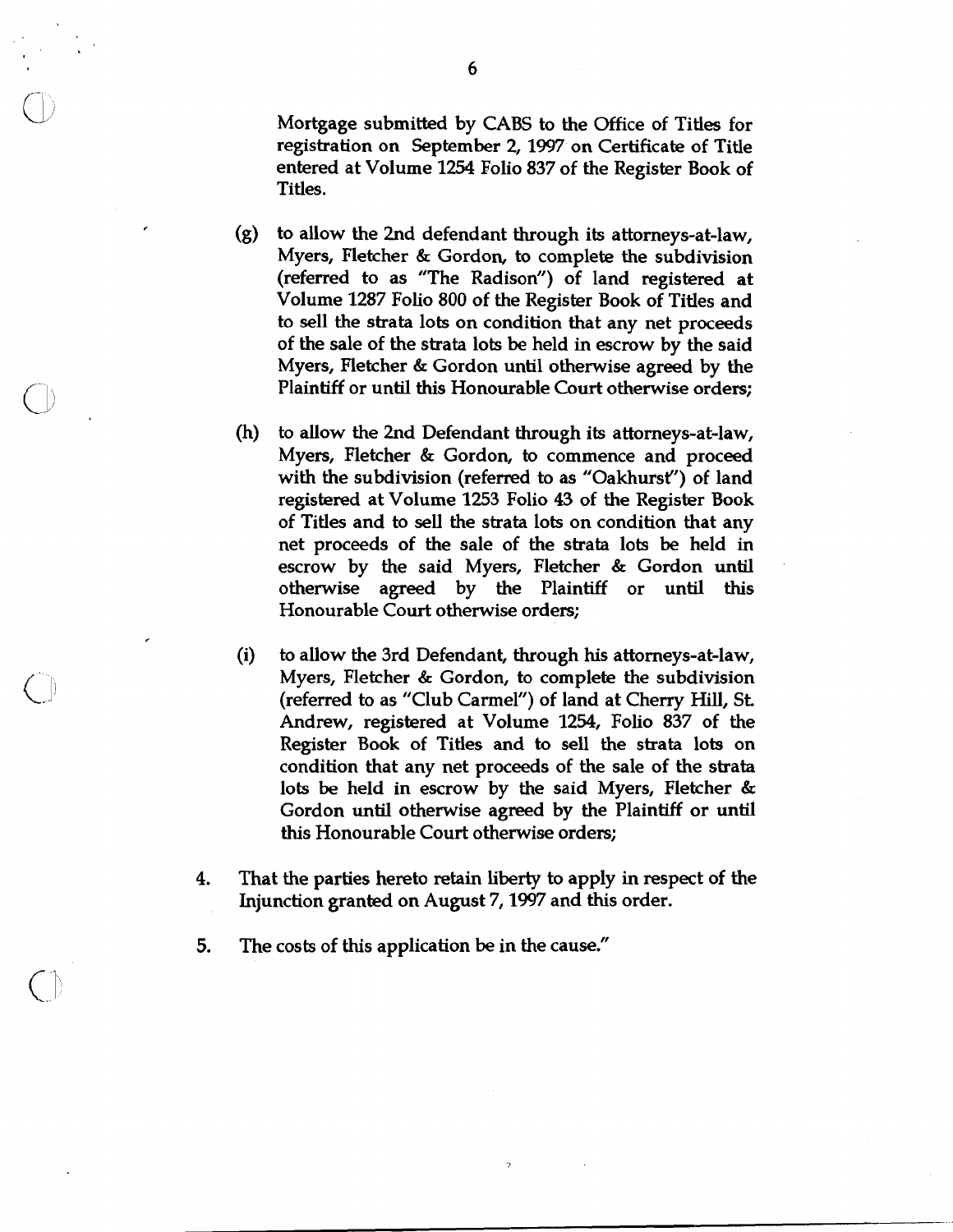Mortgage submitted by CABS to the Office of Titles for registration on September 2, 1997 on Certificate of Title entered at Volume 1254 Folio 837 of the Register Book of Titles.

(g) to allow the 2nd defendant through its attorneys-at-law, Myers, Fletcher & Gordon, to complete the subdivision (referred to as "The Radison") of land registered at Volume 1287 Folio 800 of the Register Book of Titles and to sell the strata lots on condition that any net proceeds of the sale of the strata lots be held in escrow by the said Myers, Fletcher & Gordon until otherwise agreed by the Plaintiff or until this Honourable Court otherwise orders;

(h) to allow the 2nd Defendant through its attorneys-at-law, Myers, Fletcher & Gordon, to commence and proceed with the subdivision (referred to as "Oakhurst") of land registered at Volume 1253 Folio 43 of the Register Book of Titles and to sell the strata lots on condition that any net proceeds of the sale of the strata lots be held in escrow by the said Myers, Fletcher & Gordon until otherwise agreed by the Plaintiff or until this Honourable Court otherwise orders;

(i) to allow the 3rd Defendant, through his attorneys-at-law, Myers, Fletcher & Gordon, to complete the subdivision (referred to as "Club Carmel") of land at Cherry Hill, St. Andrew, registered at Volume 1254, Folio 837 of the Register Book of Titles and to sell the strata lots on condition that any net proceeds of the sale of the strata lots be held in escrow by the said Myers, Fletcher & Gordon until otherwise agreed by the Plaintiff or until this Honourable Court otherwise orders;

4. That the parties hereto retain liberty to apply in respect of the Injunction granted on August 7, 1997 and this order.

5. The costs of this application be in the cause."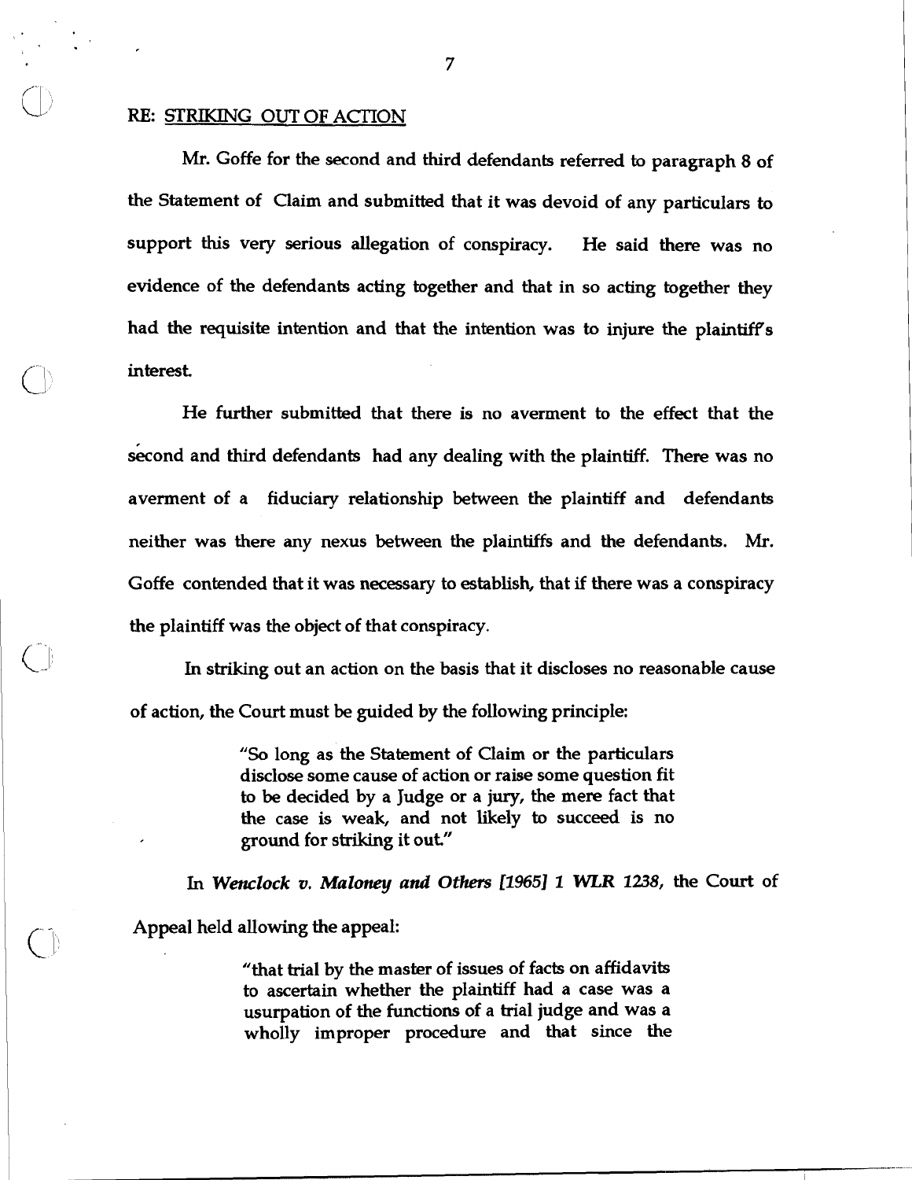RE: <u>STRIKING OUT OF ACTION</u>

Mr. Goffe for the second and third defendants referred to paragraph 8 of the Statement of Claim and submitted that it was devoid of any particulars to support this very serious allegation of conspiracy. He said there was no evidence of the defendants acting together and that in so acting together they had the requisite intention and that the intention was to injure the plaintiff's interest.

He further submitted that there is no averment to the effect that the second and third defendants had any dealing with the plaintiff. There was no averment of a fiduciary relationship between the plaintiff and defendants neither was there any nexus between the plaintiffs and the defendants. Mr. Goffe contended that it was necessary to establish, that if there was a conspiracy the plaintiff was the object of that conspiracy.

In striking out an action on the basis that it discloses no reasonable cause of action, the Court must be guided by the following principle:

> "So long as the Statement of Claim or the particulars disclose some cause of action or raise some question fit to be decided by a Judge or a jury, the mere fact that the case is weak, and not likely to succeed is no ground for striking it out."

In *Wenclock v. Maloney and Others [1965] 1 WLR 1238*, the Court of Appeal held allowing the appeal:

> "that trial by the master of issues of facts on affidavits to ascertain whether the plaintiff had a case was a usurpation of the functions of a trial judge and was a wholly improper procedure and that since the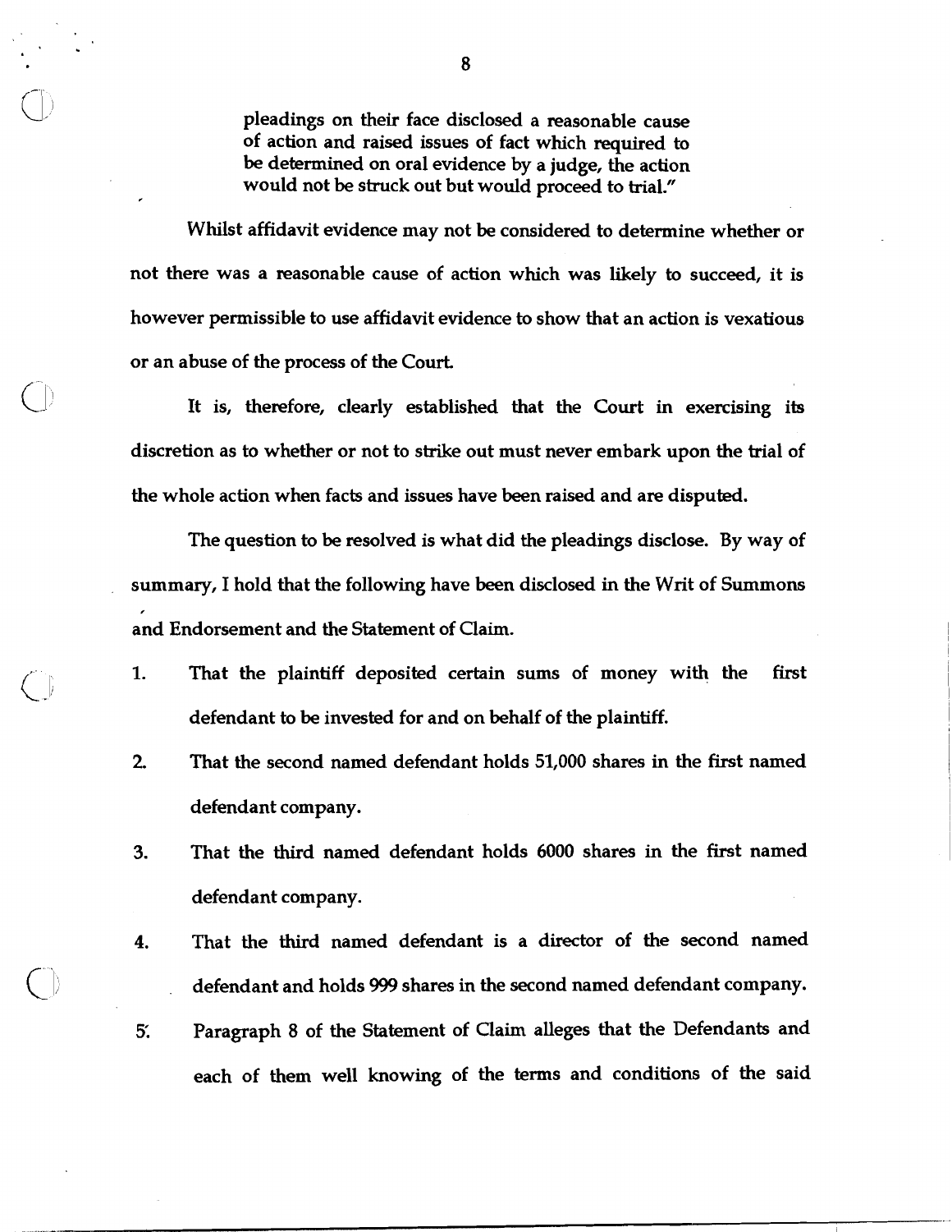> pleadings on their face disclosed a reasonable cause of action and raised issues of fact which required to be determined on oral evidence by a judge, the action would not be struck out but would proceed to trial."

Whilst affidavit evidence may not be considered to determine whether or not there was a reasonable cause of action which was likely to succeed, it is however permissible to use affidavit evidence to show that an action is vexatious or an abuse of the process of the Court.

It is, therefore, clearly established that the Court in exercising its discretion as to whether or not to strike out must never embark upon the trial of the whole action when facts and issues have been raised and are disputed.

The question to be resolved is what did the pleadings disclose. By way of summary, I hold that the following have been disclosed in the Writ of Summons and Endorsement and the Statement of Claim.

1. That the plaintiff deposited certain sums of money with the first defendant to be invested for and on behalf of the plaintiff.
2. That the second named defendant holds 51,000 shares in the first named defendant company.
3. That the third named defendant holds 6000 shares in the first named defendant company.
4. That the third named defendant is a director of the second named defendant and holds 999 shares in the second named defendant company.
5. Paragraph 8 of the Statement of Claim alleges that the Defendants and each of them well knowing of the terms and conditions of the said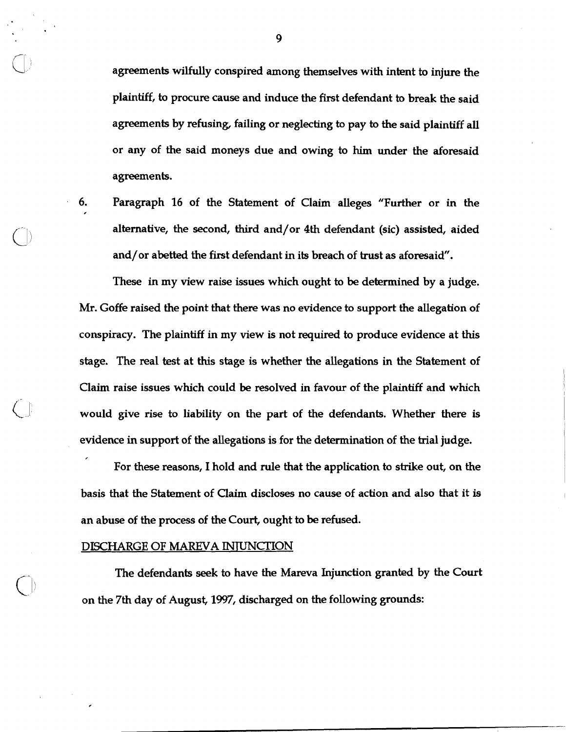agreements wilfully conspired among themselves with intent to injure the plaintiff, to procure cause and induce the first defendant to break the said agreements by refusing, failing or neglecting to pay to the said plaintiff all or any of the said moneys due and owing to him under the aforesaid agreements.

6. Paragraph 16 of the Statement of Claim alleges "Further or in the alternative, the second, third and/or 4th defendant (sic) assisted, aided and/or abetted the first defendant in its breach of trust as aforesaid".

These in my view raise issues which ought to be determined by a judge. Mr. Goffe raised the point that there was no evidence to support the allegation of conspiracy. The plaintiff in my view is not required to produce evidence at this stage. The real test at this stage is whether the allegations in the Statement of Claim raise issues which could be resolved in favour of the plaintiff and which would give rise to liability on the part of the defendants. Whether there is evidence in support of the allegations is for the determination of the trial judge.

For these reasons, I hold and rule that the application to strike out, on the basis that the Statement of Claim discloses no cause of action and also that it is an abuse of the process of the Court, ought to be refused.

DISCHARGE OF MAREVA INJUNCTION

The defendants seek to have the Mareva Injunction granted by the Court on the 7th day of August, 1997, discharged on the following grounds: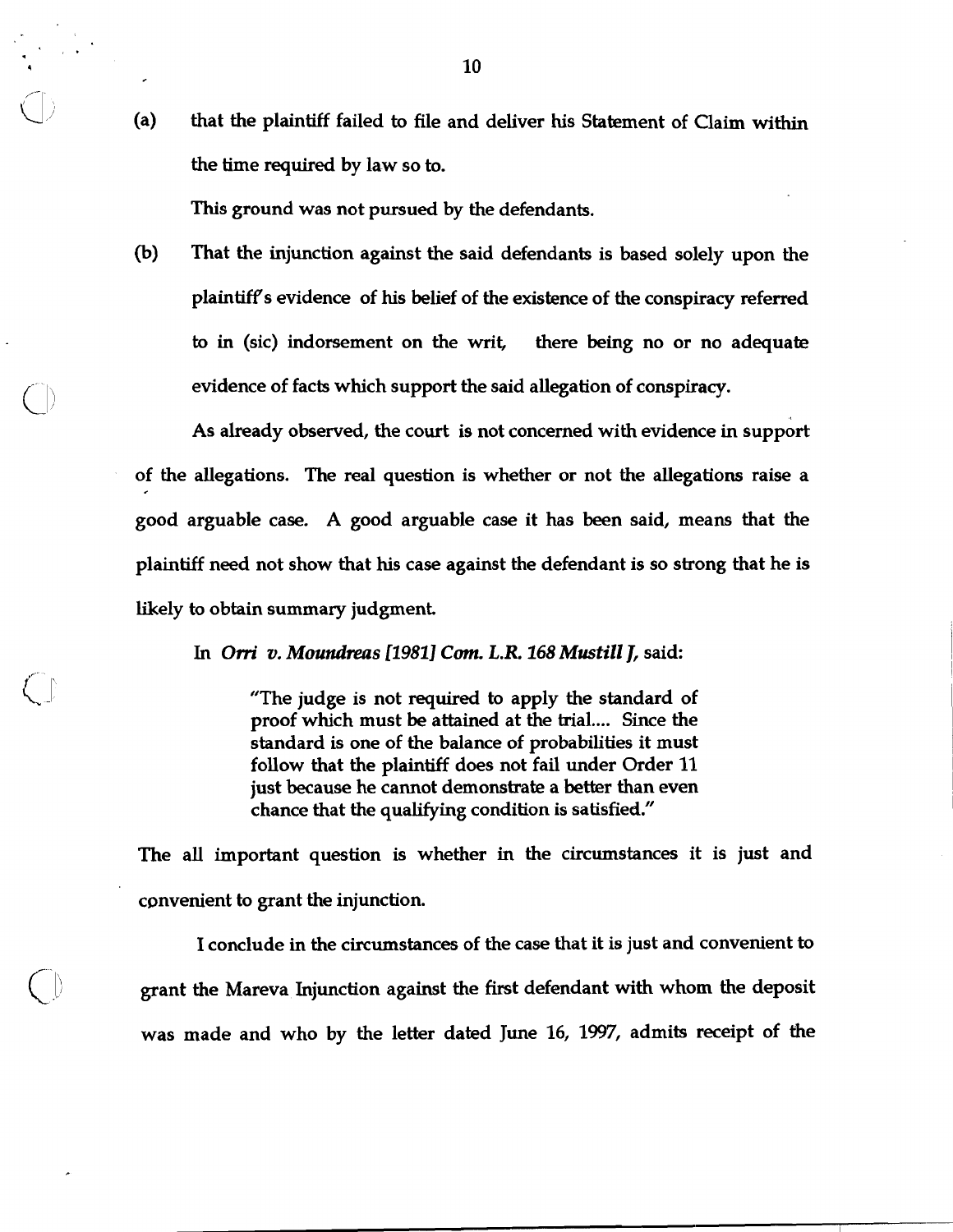(a) that the plaintiff failed to file and deliver his Statement of Claim within the time required by law so to.

This ground was not pursued by the defendants.

(b) That the injunction against the said defendants is based solely upon the plaintiff's evidence of his belief of the existence of the conspiracy referred to in (sic) indorsement on the writ, there being no or no adequate evidence of facts which support the said allegation of conspiracy.

As already observed, the court is not concerned with evidence in support of the allegations. The real question is whether or not the allegations raise a good arguable case. A good arguable case it has been said, means that the plaintiff need not show that his case against the defendant is so strong that he is likely to obtain summary judgment.

In *Orri v. Moundreas [1981] Com. L.R. 168 Mustill J*, said:

> "The judge is not required to apply the standard of proof which must be attained at the trial.... Since the standard is one of the balance of probabilities it must follow that the plaintiff does not fail under Order 11 just because he cannot demonstrate a better than even chance that the qualifying condition is satisfied."

The all important question is whether in the circumstances it is just and convenient to grant the injunction.

I conclude in the circumstances of the case that it is just and convenient to grant the Mareva Injunction against the first defendant with whom the deposit was made and who by the letter dated June 16, 1997, admits receipt of the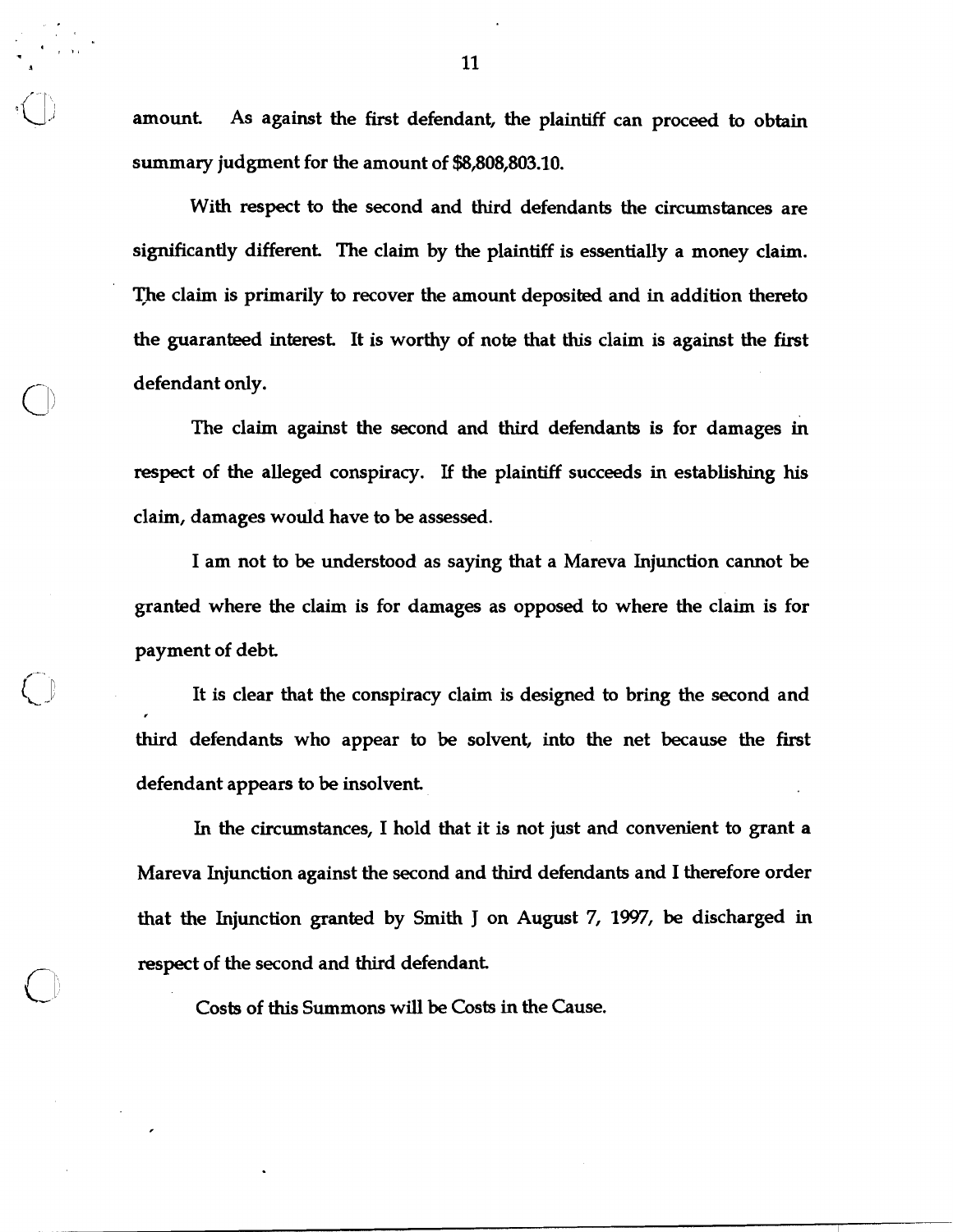amount. As against the first defendant, the plaintiff can proceed to obtain summary judgment for the amount of $8,808,803.10.

With respect to the second and third defendants the circumstances are significantly different. The claim by the plaintiff is essentially a money claim. The claim is primarily to recover the amount deposited and in addition thereto the guaranteed interest. It is worthy of note that this claim is against the first defendant only.

The claim against the second and third defendants is for damages in respect of the alleged conspiracy. If the plaintiff succeeds in establishing his claim, damages would have to be assessed.

I am not to be understood as saying that a Mareva Injunction cannot be granted where the claim is for damages as opposed to where the claim is for payment of debt.

It is clear that the conspiracy claim is designed to bring the second and third defendants who appear to be solvent, into the net because the first defendant appears to be insolvent.

In the circumstances, I hold that it is not just and convenient to grant a Mareva Injunction against the second and third defendants and I therefore order that the Injunction granted by Smith J on August 7, 1997, be discharged in respect of the second and third defendant.

Costs of this Summons will be Costs in the Cause.